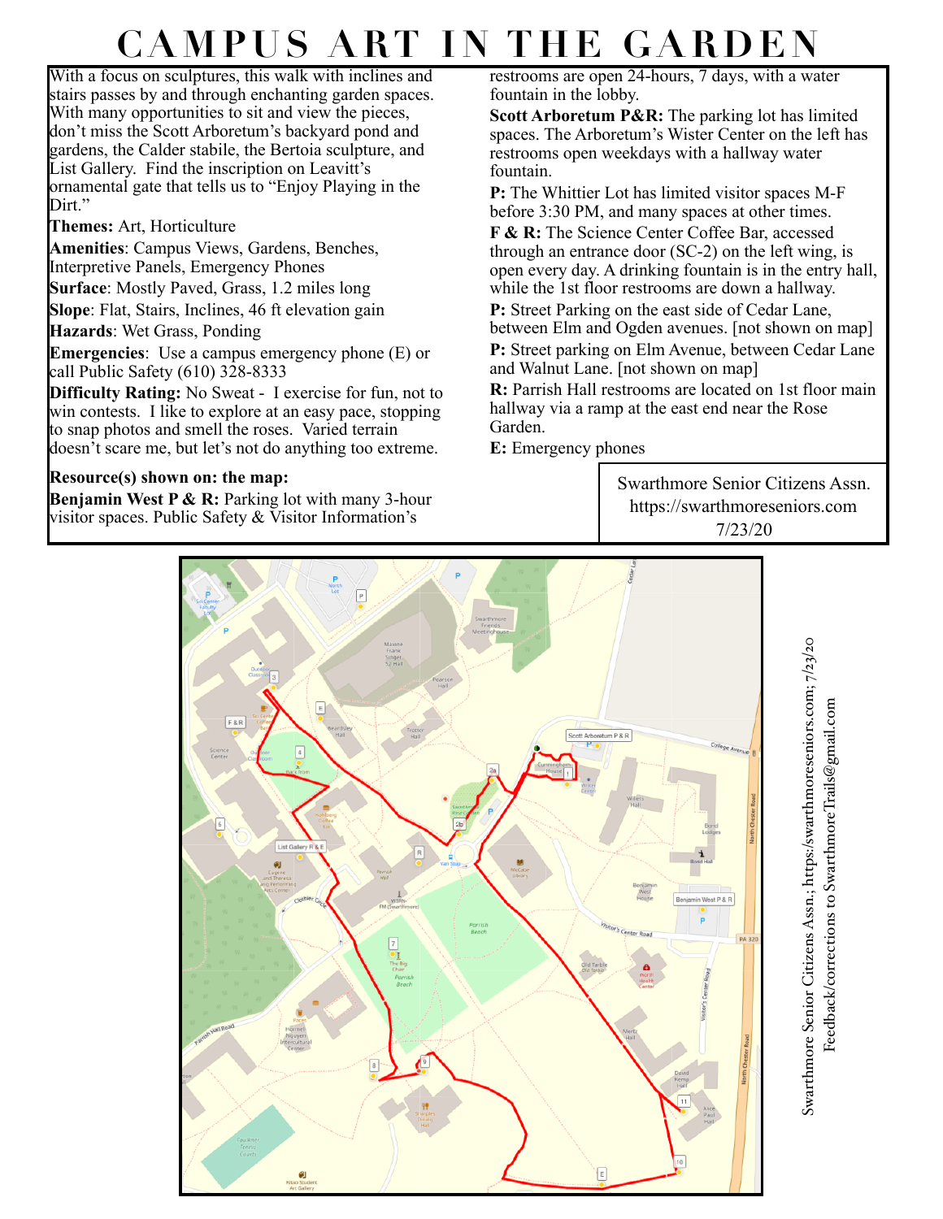# CAMPUS ART IN THE GARDEN

With a focus on sculptures, this walk with inclines and stairs passes by and through enchanting garden spaces. With many opportunities to sit and view the pieces, don't miss the Scott Arboretum's backyard pond and gardens, the Calder stabile, the Bertoia sculpture, and List Gallery. Find the inscription on Leavitt's ornamental gate that tells us to "Enjoy Playing in the Dirt."

**Themes:** Art, Horticulture

**Amenities**: Campus Views, Gardens, Benches, Interpretive Panels, Emergency Phones

**Surface**: Mostly Paved, Grass, 1.2 miles long

**Slope**: Flat, Stairs, Inclines, 46 ft elevation gain

**Hazards**: Wet Grass, Ponding

**Emergencies**: Use a campus emergency phone (E) or call Public Safety (610) 328-8333

**Difficulty Rating:** No Sweat - I exercise for fun, not to win contests. I like to explore at an easy pace, stopping to snap photos and smell the roses. Varied terrain doesn't scare me, but let's not do anything too extreme.

**Resource(s) shown on: the map:**

**Benjamin West P & R:** Parking lot with many 3-hour visitor spaces. Public Safety & Visitor Information's restrooms are open 24-hours, 7 days, with a water fountain in the lobby.

**Scott Arboretum P&R:** The parking lot has limited spaces. The Arboretum's Wister Center on the left has restrooms open weekdays with a hallway water fountain.

**P:** The Whittier Lot has limited visitor spaces M-F before 3:30 PM, and many spaces at other times.

**F & R:** The Science Center Coffee Bar, accessed through an entrance door (SC-2) on the left wing, is open every day. A drinking fountain is in the entry hall, while the 1st floor restrooms are down a hallway.

**P:** Street Parking on the east side of Cedar Lane, between Elm and Ogden avenues. [not shown on map]

**P:** Street parking on Elm Avenue, between Cedar Lane and Walnut Lane. [not shown on map]

**R:** Parrish Hall restrooms are located on 1st floor main hallway via a ramp at the east end near the Rose Garden.

**E:** Emergency phones

Swarthmore Senior Citizens Assn.
https://swarthmoreseniors.com
7/23/20

Swarthmore Senior Citizens Assn.; https://swarthmoreseniors.com; 7/23/20
Feedback/corrections to SwarthmoreTrails@gmail.com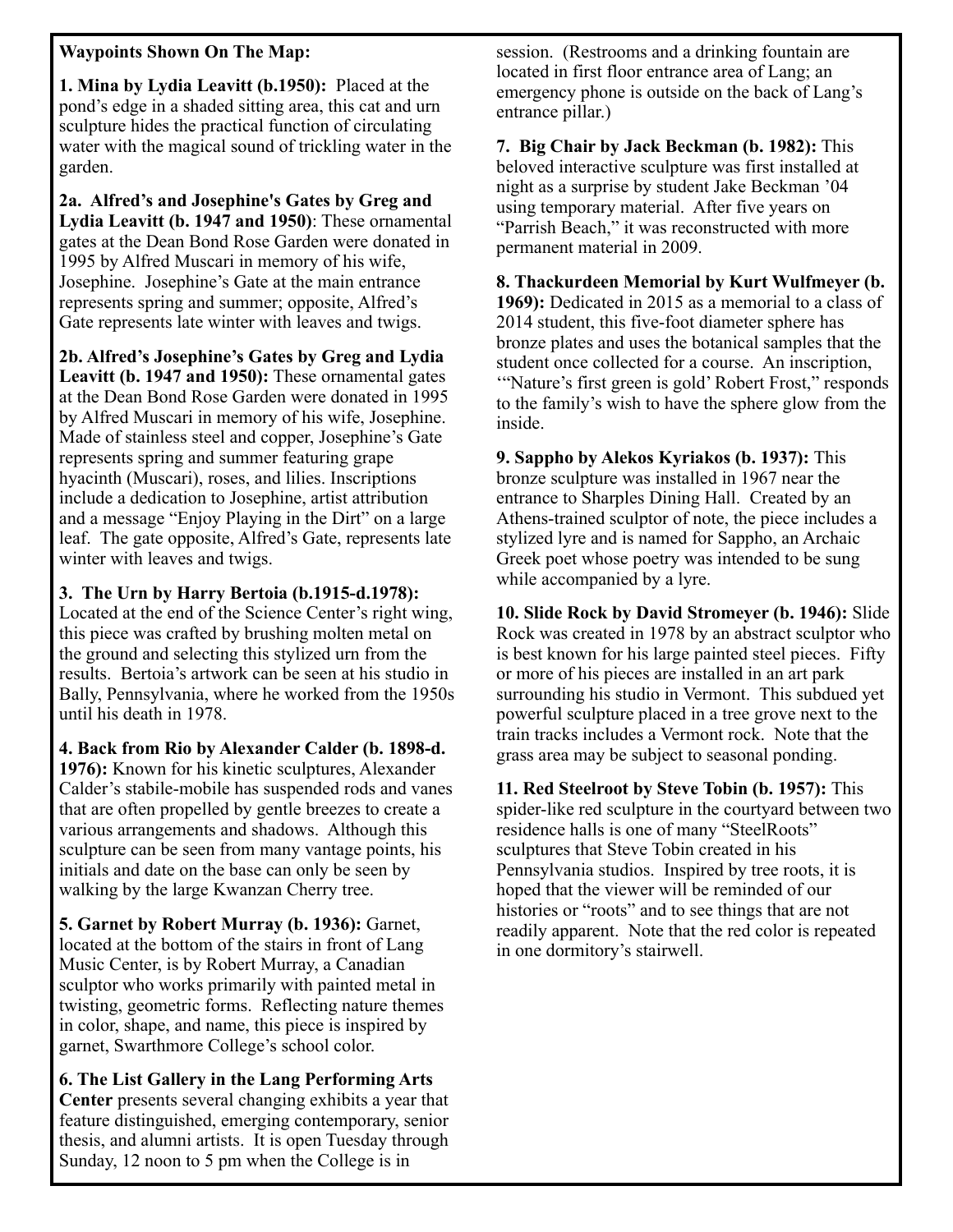**Waypoints Shown On The Map:**

**1. Mina by Lydia Leavitt (b.1950):** Placed at the pond's edge in a shaded sitting area, this cat and urn sculpture hides the practical function of circulating water with the magical sound of trickling water in the garden.

**2a. Alfred's and Josephine's Gates by Greg and Lydia Leavitt (b. 1947 and 1950)**: These ornamental gates at the Dean Bond Rose Garden were donated in 1995 by Alfred Muscari in memory of his wife, Josephine. Josephine's Gate at the main entrance represents spring and summer; opposite, Alfred's Gate represents late winter with leaves and twigs.

**2b. Alfred's Josephine's Gates by Greg and Lydia Leavitt (b. 1947 and 1950):** These ornamental gates at the Dean Bond Rose Garden were donated in 1995 by Alfred Muscari in memory of his wife, Josephine. Made of stainless steel and copper, Josephine's Gate represents spring and summer featuring grape hyacinth (Muscari), roses, and lilies. Inscriptions include a dedication to Josephine, artist attribution and a message "Enjoy Playing in the Dirt" on a large leaf. The gate opposite, Alfred's Gate, represents late winter with leaves and twigs.

**3. The Urn by Harry Bertoia (b.1915-d.1978):** Located at the end of the Science Center's right wing, this piece was crafted by brushing molten metal on the ground and selecting this stylized urn from the results. Bertoia's artwork can be seen at his studio in Bally, Pennsylvania, where he worked from the 1950s until his death in 1978.

**4. Back from Rio by Alexander Calder (b. 1898-d. 1976):** Known for his kinetic sculptures, Alexander Calder's stabile-mobile has suspended rods and vanes that are often propelled by gentle breezes to create a various arrangements and shadows. Although this sculpture can be seen from many vantage points, his initials and date on the base can only be seen by walking by the large Kwanzan Cherry tree.

**5. Garnet by Robert Murray (b. 1936):** Garnet, located at the bottom of the stairs in front of Lang Music Center, is by Robert Murray, a Canadian sculptor who works primarily with painted metal in twisting, geometric forms. Reflecting nature themes in color, shape, and name, this piece is inspired by garnet, Swarthmore College's school color.

**6. The List Gallery in the Lang Performing Arts Center** presents several changing exhibits a year that feature distinguished, emerging contemporary, senior thesis, and alumni artists. It is open Tuesday through Sunday, 12 noon to 5 pm when the College is in session. (Restrooms and a drinking fountain are located in first floor entrance area of Lang; an emergency phone is outside on the back of Lang's entrance pillar.)

**7. Big Chair by Jack Beckman (b. 1982):** This beloved interactive sculpture was first installed at night as a surprise by student Jake Beckman '04 using temporary material. After five years on "Parrish Beach," it was reconstructed with more permanent material in 2009.

**8. Thackurdeen Memorial by Kurt Wulfmeyer (b. 1969):** Dedicated in 2015 as a memorial to a class of 2014 student, this five-foot diameter sphere has bronze plates and uses the botanical samples that the student once collected for a course. An inscription, '"Nature's first green is gold' Robert Frost," responds to the family's wish to have the sphere glow from the inside.

**9. Sappho by Alekos Kyriakos (b. 1937):** This bronze sculpture was installed in 1967 near the entrance to Sharples Dining Hall. Created by an Athens-trained sculptor of note, the piece includes a stylized lyre and is named for Sappho, an Archaic Greek poet whose poetry was intended to be sung while accompanied by a lyre.

**10. Slide Rock by David Stromeyer (b. 1946):** Slide Rock was created in 1978 by an abstract sculptor who is best known for his large painted steel pieces. Fifty or more of his pieces are installed in an art park surrounding his studio in Vermont. This subdued yet powerful sculpture placed in a tree grove next to the train tracks includes a Vermont rock. Note that the grass area may be subject to seasonal ponding.

**11. Red Steelroot by Steve Tobin (b. 1957):** This spider-like red sculpture in the courtyard between two residence halls is one of many "SteelRoots" sculptures that Steve Tobin created in his Pennsylvania studios. Inspired by tree roots, it is hoped that the viewer will be reminded of our histories or "roots" and to see things that are not readily apparent. Note that the red color is repeated in one dormitory's stairwell.